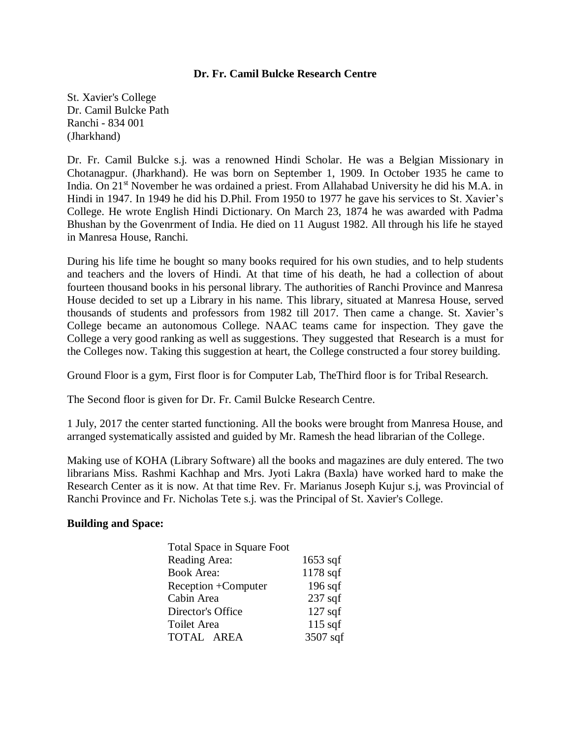**Dr. Fr. Camil Bulcke Research Centre**

St. Xavier's College
Dr. Camil Bulcke Path
Ranchi - 834 001
(Jharkhand)

Dr. Fr. Camil Bulcke s.j. was a renowned Hindi Scholar. He was a Belgian Missionary in Chotanagpur. (Jharkhand). He was born on September 1, 1909. In October 1935 he came to India. On 21st November he was ordained a priest. From Allahabad University he did his M.A. in Hindi in 1947. In 1949 he did his D.Phil. From 1950 to 1977 he gave his services to St. Xavier's College. He wrote English Hindi Dictionary. On March 23, 1874 he was awarded with Padma Bhushan by the Govenrment of India. He died on 11 August 1982. All through his life he stayed in Manresa House, Ranchi.

During his life time he bought so many books required for his own studies, and to help students and teachers and the lovers of Hindi. At that time of his death, he had a collection of about fourteen thousand books in his personal library. The authorities of Ranchi Province and Manresa House decided to set up a Library in his name. This library, situated at Manresa House, served thousands of students and professors from 1982 till 2017. Then came a change. St. Xavier's College became an autonomous College. NAAC teams came for inspection. They gave the College a very good ranking as well as suggestions. They suggested that Research is a must for the Colleges now. Taking this suggestion at heart, the College constructed a four storey building.

Ground Floor is a gym, First floor is for Computer Lab, TheThird floor is for Tribal Research.

The Second floor is given for Dr. Fr. Camil Bulcke Research Centre.

1 July, 2017 the center started functioning. All the books were brought from Manresa House, and arranged systematically assisted and guided by Mr. Ramesh the head librarian of the College.

Making use of KOHA (Library Software) all the books and magazines are duly entered. The two librarians Miss. Rashmi Kachhap and Mrs. Jyoti Lakra (Baxla) have worked hard to make the Research Center as it is now. At that time Rev. Fr. Marianus Joseph Kujur s.j, was Provincial of Ranchi Province and Fr. Nicholas Tete s.j. was the Principal of St. Xavier's College.

**Building and Space:**

| Total Space in Square Foot | |
|---|---|
| Reading Area: | 1653 sqf |
| Book Area: | 1178 sqf |
| Reception +Computer | 196 sqf |
| Cabin Area | 237 sqf |
| Director's Office | 127 sqf |
| Toilet Area | 115 sqf |
| TOTAL AREA | 3507 sqf |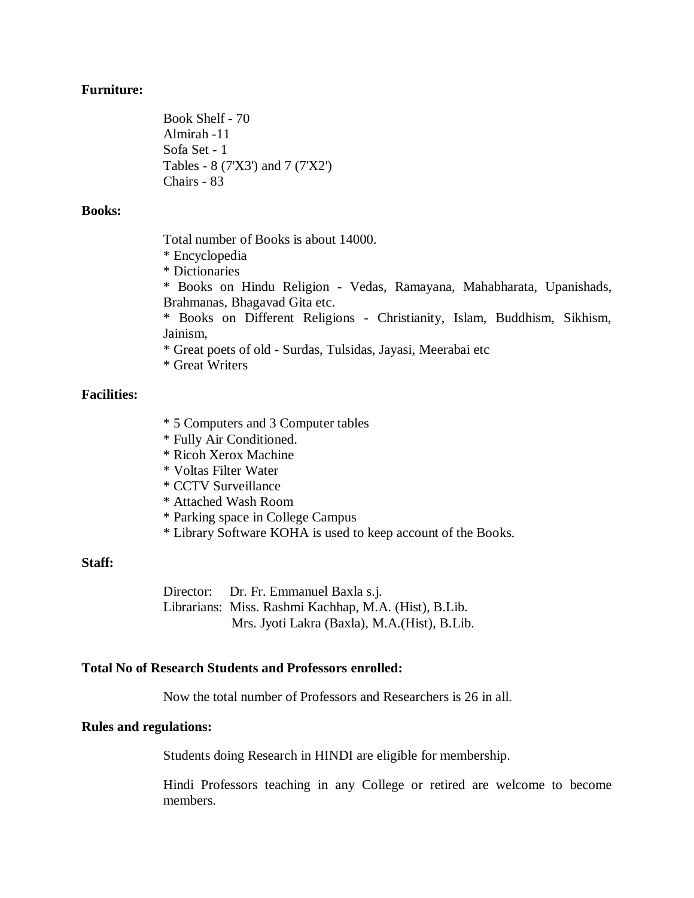**Furniture:**

Book Shelf - 70
Almirah -11
Sofa Set - 1
Tables - 8 (7'X3') and 7 (7'X2')
Chairs - 83

**Books:**

Total number of Books is about 14000.
* Encyclopedia
* Dictionaries
* Books on Hindu Religion - Vedas, Ramayana, Mahabharata, Upanishads, Brahmanas, Bhagavad Gita etc.
* Books on Different Religions - Christianity, Islam, Buddhism, Sikhism, Jainism,
* Great poets of old - Surdas, Tulsidas, Jayasi, Meerabai etc
* Great Writers

**Facilities:**

* 5 Computers and 3 Computer tables
* Fully Air Conditioned.
* Ricoh Xerox Machine
* Voltas Filter Water
* CCTV Surveillance
* Attached Wash Room
* Parking space in College Campus
* Library Software KOHA is used to keep account of the Books.

**Staff:**

Director: Dr. Fr. Emmanuel Baxla s.j.
Librarians: Miss. Rashmi Kachhap, M.A. (Hist), B.Lib.
Mrs. Jyoti Lakra (Baxla), M.A.(Hist), B.Lib.

**Total No of Research Students and Professors enrolled:**

Now the total number of Professors and Researchers is 26 in all.

**Rules and regulations:**

Students doing Research in HINDI are eligible for membership.

Hindi Professors teaching in any College or retired are welcome to become members.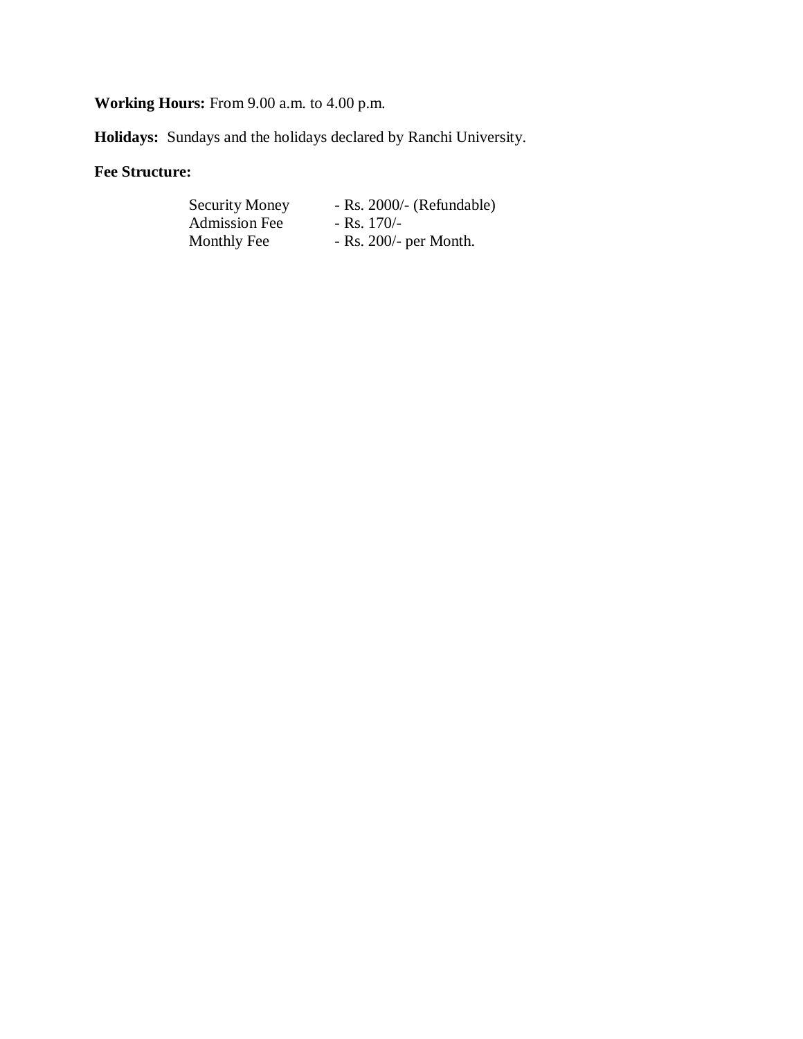**Working Hours:** From 9.00 a.m. to 4.00 p.m.

**Holidays:** Sundays and the holidays declared by Ranchi University.

**Fee Structure:**

| | |
|---|---|
| Security Money | - Rs. 2000/- (Refundable) |
| Admission Fee | - Rs. 170/- |
| Monthly Fee | - Rs. 200/- per Month. |